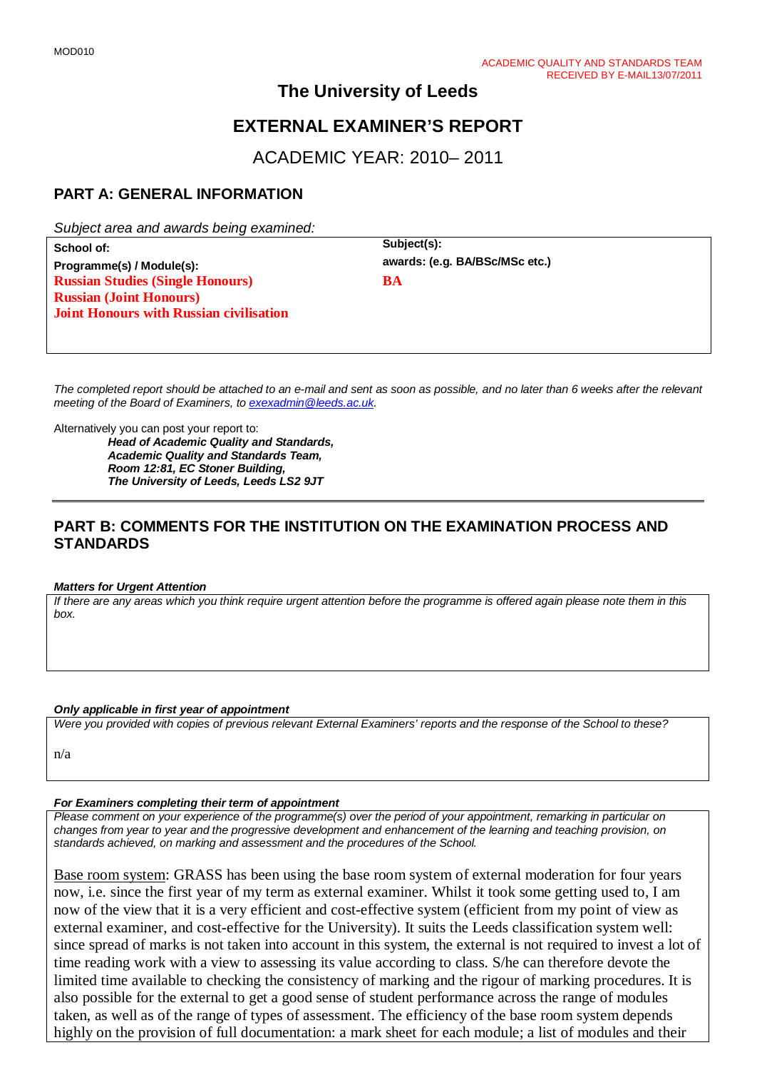MOD010

ACADEMIC QUALITY AND STANDARDS TEAM
RECEIVED BY E-MAIL13/07/2011

# The University of Leeds

# EXTERNAL EXAMINER'S REPORT

## ACADEMIC YEAR: 2010– 2011

## PART A: GENERAL INFORMATION

*Subject area and awards being examined:*

| School of:<br><br>**Programme(s) / Module(s):**<br>**Russian Studies (Single Honours)**<br>**Russian (Joint Honours)**<br>**Joint Honours with Russian civilisation** | **Subject(s):**<br>**awards: (e.g. BA/BSc/MSc etc.)**<br>**BA** |
|---|---|

*The completed report should be attached to an e-mail and sent as soon as possible, and no later than 6 weeks after the relevant meeting of the Board of Examiners, to exexadmin@leeds.ac.uk.*

Alternatively you can post your report to:

***Head of Academic Quality and Standards,***
***Academic Quality and Standards Team,***
***Room 12:81, EC Stoner Building,***
***The University of Leeds, Leeds LS2 9JT***

---

## PART B: COMMENTS FOR THE INSTITUTION ON THE EXAMINATION PROCESS AND STANDARDS

***Matters for Urgent Attention***

*If there are any areas which you think require urgent attention before the programme is offered again please note them in this box.*

***Only applicable in first year of appointment***

*Were you provided with copies of previous relevant External Examiners' reports and the response of the School to these?*

n/a

***For Examiners completing their term of appointment***

*Please comment on your experience of the programme(s) over the period of your appointment, remarking in particular on changes from year to year and the progressive development and enhancement of the learning and teaching provision, on standards achieved, on marking and assessment and the procedures of the School.*

Base room system: GRASS has been using the base room system of external moderation for four years now, i.e. since the first year of my term as external examiner. Whilst it took some getting used to, I am now of the view that it is a very efficient and cost-effective system (efficient from my point of view as external examiner, and cost-effective for the University). It suits the Leeds classification system well: since spread of marks is not taken into account in this system, the external is not required to invest a lot of time reading work with a view to assessing its value according to class. S/he can therefore devote the limited time available to checking the consistency of marking and the rigour of marking procedures. It is also possible for the external to get a good sense of student performance across the range of modules taken, as well as of the range of types of assessment. The efficiency of the base room system depends highly on the provision of full documentation: a mark sheet for each module; a list of modules and their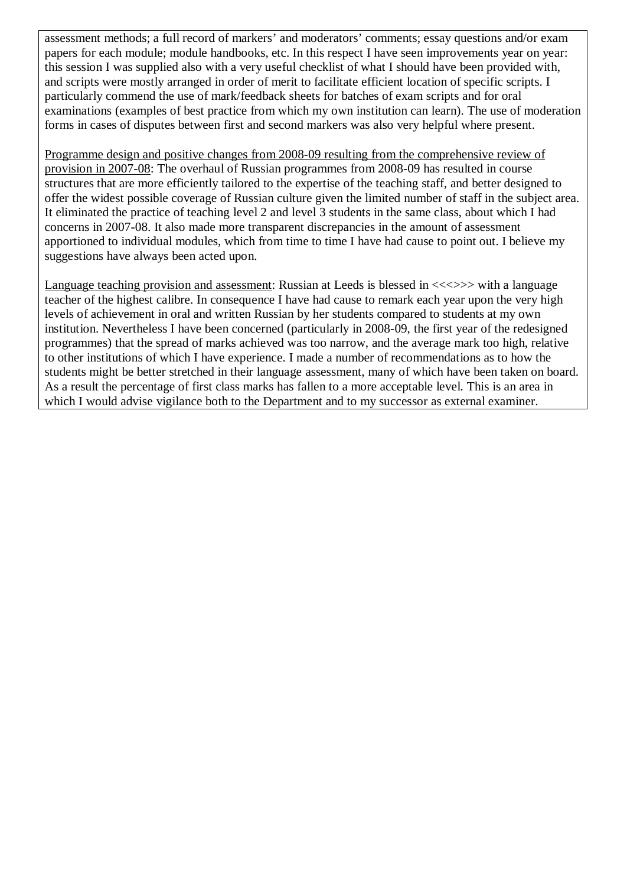assessment methods; a full record of markers' and moderators' comments; essay questions and/or exam papers for each module; module handbooks, etc. In this respect I have seen improvements year on year: this session I was supplied also with a very useful checklist of what I should have been provided with, and scripts were mostly arranged in order of merit to facilitate efficient location of specific scripts. I particularly commend the use of mark/feedback sheets for batches of exam scripts and for oral examinations (examples of best practice from which my own institution can learn). The use of moderation forms in cases of disputes between first and second markers was also very helpful where present.

<u>Programme design and positive changes from 2008-09 resulting from the comprehensive review of provision in 2007-08</u>: The overhaul of Russian programmes from 2008-09 has resulted in course structures that are more efficiently tailored to the expertise of the teaching staff, and better designed to offer the widest possible coverage of Russian culture given the limited number of staff in the subject area. It eliminated the practice of teaching level 2 and level 3 students in the same class, about which I had concerns in 2007-08. It also made more transparent discrepancies in the amount of assessment apportioned to individual modules, which from time to time I have had cause to point out. I believe my suggestions have always been acted upon.

<u>Language teaching provision and assessment</u>: Russian at Leeds is blessed in <<<>>> with a language teacher of the highest calibre. In consequence I have had cause to remark each year upon the very high levels of achievement in oral and written Russian by her students compared to students at my own institution. Nevertheless I have been concerned (particularly in 2008-09, the first year of the redesigned programmes) that the spread of marks achieved was too narrow, and the average mark too high, relative to other institutions of which I have experience. I made a number of recommendations as to how the students might be better stretched in their language assessment, many of which have been taken on board. As a result the percentage of first class marks has fallen to a more acceptable level. This is an area in which I would advise vigilance both to the Department and to my successor as external examiner.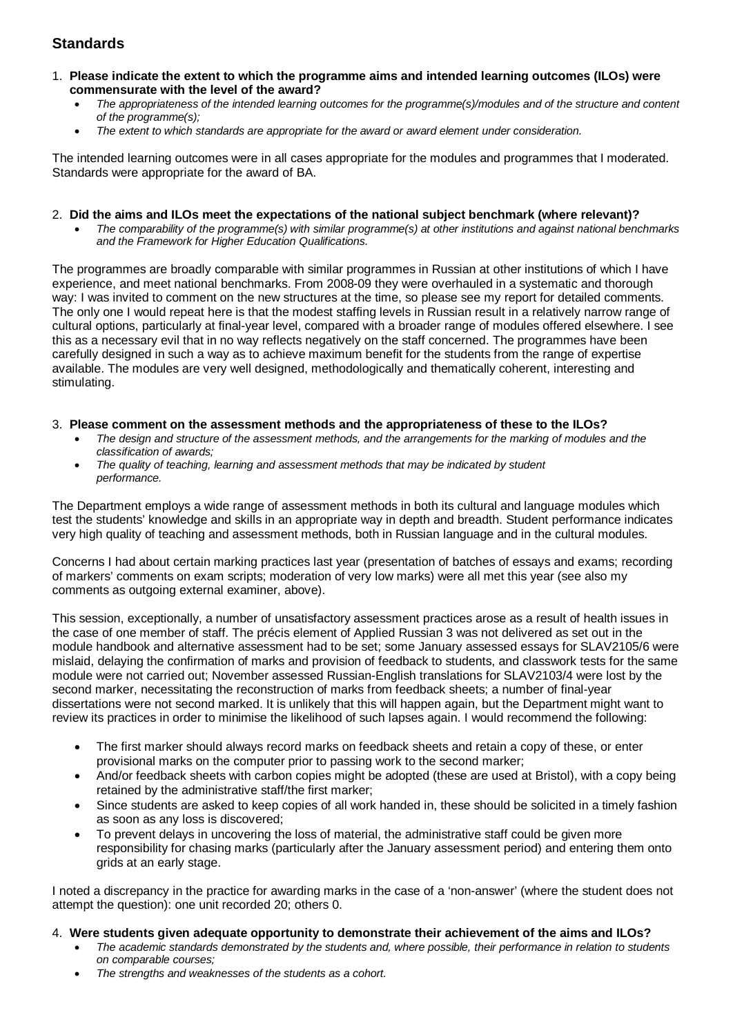## Standards

1. **Please indicate the extent to which the programme aims and intended learning outcomes (ILOs) were commensurate with the level of the award?**
   - *The appropriateness of the intended learning outcomes for the programme(s)/modules and of the structure and content of the programme(s);*
   - *The extent to which standards are appropriate for the award or award element under consideration.*

The intended learning outcomes were in all cases appropriate for the modules and programmes that I moderated. Standards were appropriate for the award of BA.

2. **Did the aims and ILOs meet the expectations of the national subject benchmark (where relevant)?**
   - *The comparability of the programme(s) with similar programme(s) at other institutions and against national benchmarks and the Framework for Higher Education Qualifications.*

The programmes are broadly comparable with similar programmes in Russian at other institutions of which I have experience, and meet national benchmarks. From 2008-09 they were overhauled in a systematic and thorough way: I was invited to comment on the new structures at the time, so please see my report for detailed comments. The only one I would repeat here is that the modest staffing levels in Russian result in a relatively narrow range of cultural options, particularly at final-year level, compared with a broader range of modules offered elsewhere. I see this as a necessary evil that in no way reflects negatively on the staff concerned. The programmes have been carefully designed in such a way as to achieve maximum benefit for the students from the range of expertise available. The modules are very well designed, methodologically and thematically coherent, interesting and stimulating.

3. **Please comment on the assessment methods and the appropriateness of these to the ILOs?**
   - *The design and structure of the assessment methods, and the arrangements for the marking of modules and the classification of awards;*
   - *The quality of teaching, learning and assessment methods that may be indicated by student performance.*

The Department employs a wide range of assessment methods in both its cultural and language modules which test the students' knowledge and skills in an appropriate way in depth and breadth. Student performance indicates very high quality of teaching and assessment methods, both in Russian language and in the cultural modules.

Concerns I had about certain marking practices last year (presentation of batches of essays and exams; recording of markers' comments on exam scripts; moderation of very low marks) were all met this year (see also my comments as outgoing external examiner, above).

This session, exceptionally, a number of unsatisfactory assessment practices arose as a result of health issues in the case of one member of staff. The précis element of Applied Russian 3 was not delivered as set out in the module handbook and alternative assessment had to be set; some January assessed essays for SLAV2105/6 were mislaid, delaying the confirmation of marks and provision of feedback to students, and classwork tests for the same module were not carried out; November assessed Russian-English translations for SLAV2103/4 were lost by the second marker, necessitating the reconstruction of marks from feedback sheets; a number of final-year dissertations were not second marked. It is unlikely that this will happen again, but the Department might want to review its practices in order to minimise the likelihood of such lapses again. I would recommend the following:

- The first marker should always record marks on feedback sheets and retain a copy of these, or enter provisional marks on the computer prior to passing work to the second marker;
- And/or feedback sheets with carbon copies might be adopted (these are used at Bristol), with a copy being retained by the administrative staff/the first marker;
- Since students are asked to keep copies of all work handed in, these should be solicited in a timely fashion as soon as any loss is discovered;
- To prevent delays in uncovering the loss of material, the administrative staff could be given more responsibility for chasing marks (particularly after the January assessment period) and entering them onto grids at an early stage.

I noted a discrepancy in the practice for awarding marks in the case of a 'non-answer' (where the student does not attempt the question): one unit recorded 20; others 0.

4. **Were students given adequate opportunity to demonstrate their achievement of the aims and ILOs?**
   - *The academic standards demonstrated by the students and, where possible, their performance in relation to students on comparable courses;*
   - *The strengths and weaknesses of the students as a cohort.*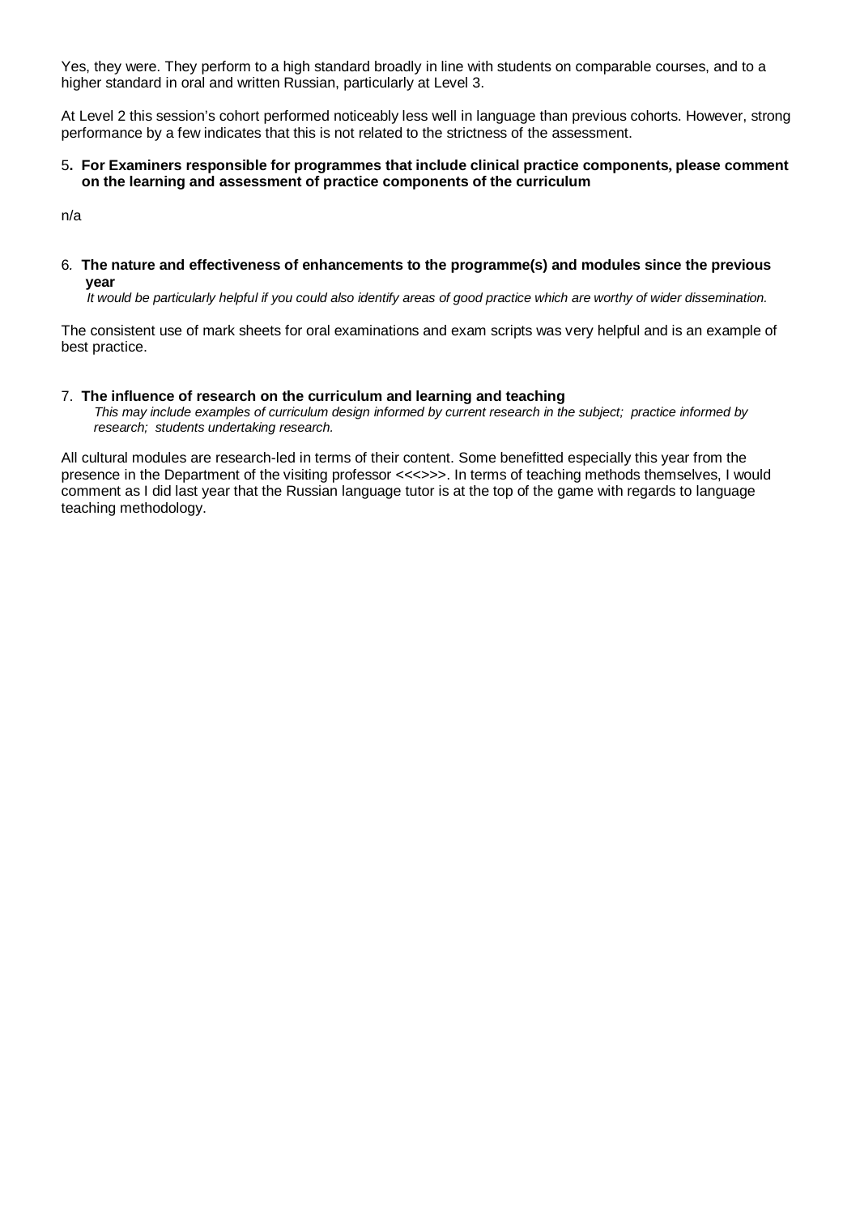Yes, they were. They perform to a high standard broadly in line with students on comparable courses, and to a higher standard in oral and written Russian, particularly at Level 3.

At Level 2 this session's cohort performed noticeably less well in language than previous cohorts. However, strong performance by a few indicates that this is not related to the strictness of the assessment.

5. **For Examiners responsible for programmes that include clinical practice components, please comment on the learning and assessment of practice components of the curriculum**

n/a

6. **The nature and effectiveness of enhancements to the programme(s) and modules since the previous year**
*It would be particularly helpful if you could also identify areas of good practice which are worthy of wider dissemination.*

The consistent use of mark sheets for oral examinations and exam scripts was very helpful and is an example of best practice.

7. **The influence of research on the curriculum and learning and teaching**
*This may include examples of curriculum design informed by current research in the subject; practice informed by research; students undertaking research.*

All cultural modules are research-led in terms of their content. Some benefitted especially this year from the presence in the Department of the visiting professor <<<>>>. In terms of teaching methods themselves, I would comment as I did last year that the Russian language tutor is at the top of the game with regards to language teaching methodology.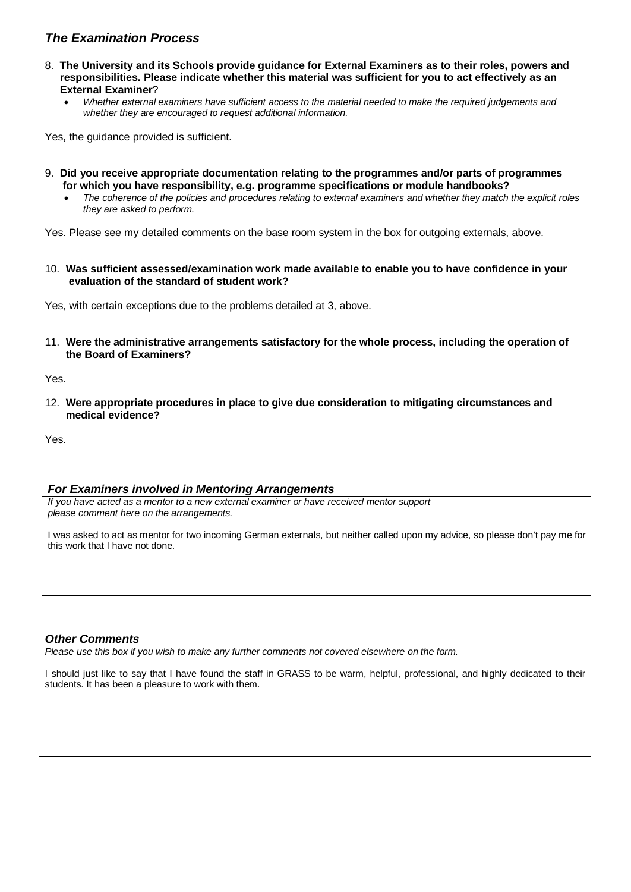## *The Examination Process*

8. **The University and its Schools provide guidance for External Examiners as to their roles, powers and responsibilities. Please indicate whether this material was sufficient for you to act effectively as an External Examiner**?
   - *Whether external examiners have sufficient access to the material needed to make the required judgements and whether they are encouraged to request additional information.*

Yes, the guidance provided is sufficient.

9. **Did you receive appropriate documentation relating to the programmes and/or parts of programmes for which you have responsibility, e.g. programme specifications or module handbooks?**
   - *The coherence of the policies and procedures relating to external examiners and whether they match the explicit roles they are asked to perform.*

Yes. Please see my detailed comments on the base room system in the box for outgoing externals, above.

10. **Was sufficient assessed/examination work made available to enable you to have confidence in your evaluation of the standard of student work?**

Yes, with certain exceptions due to the problems detailed at 3, above.

11. **Were the administrative arrangements satisfactory for the whole process, including the operation of the Board of Examiners?**

Yes.

12. **Were appropriate procedures in place to give due consideration to mitigating circumstances and medical evidence?**

Yes.

### *For Examiners involved in Mentoring Arrangements*

*If you have acted as a mentor to a new external examiner or have received mentor support please comment here on the arrangements.*

I was asked to act as mentor for two incoming German externals, but neither called upon my advice, so please don't pay me for this work that I have not done.

### *Other Comments*

*Please use this box if you wish to make any further comments not covered elsewhere on the form.*

I should just like to say that I have found the staff in GRASS to be warm, helpful, professional, and highly dedicated to their students. It has been a pleasure to work with them.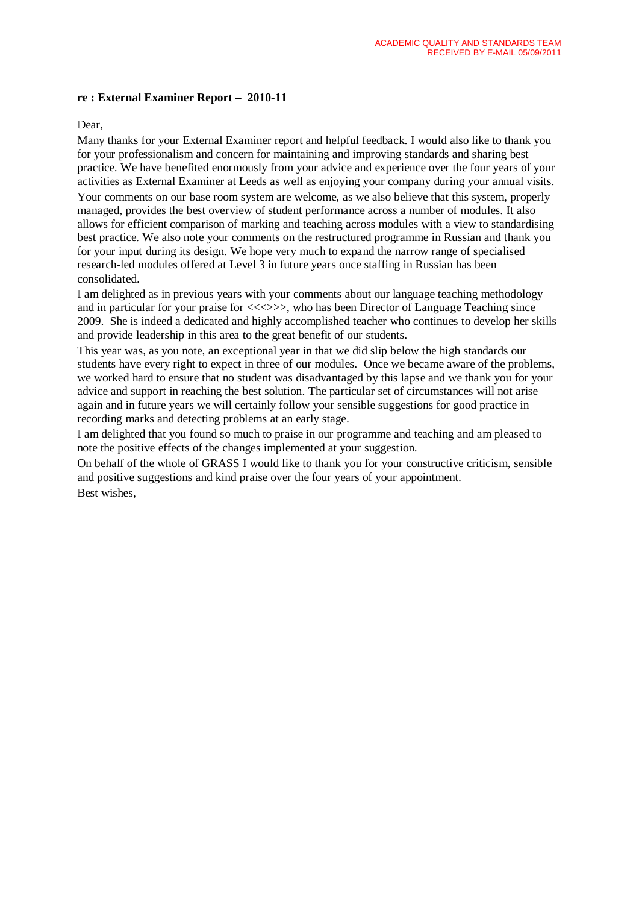ACADEMIC QUALITY AND STANDARDS TEAM
RECEIVED BY E-MAIL 05/09/2011

**re : External Examiner Report – 2010-11**

Dear,

Many thanks for your External Examiner report and helpful feedback. I would also like to thank you for your professionalism and concern for maintaining and improving standards and sharing best practice. We have benefited enormously from your advice and experience over the four years of your activities as External Examiner at Leeds as well as enjoying your company during your annual visits.

Your comments on our base room system are welcome, as we also believe that this system, properly managed, provides the best overview of student performance across a number of modules. It also allows for efficient comparison of marking and teaching across modules with a view to standardising best practice. We also note your comments on the restructured programme in Russian and thank you for your input during its design. We hope very much to expand the narrow range of specialised research-led modules offered at Level 3 in future years once staffing in Russian has been consolidated.

I am delighted as in previous years with your comments about our language teaching methodology and in particular for your praise for <<<>>>, who has been Director of Language Teaching since 2009. She is indeed a dedicated and highly accomplished teacher who continues to develop her skills and provide leadership in this area to the great benefit of our students.

This year was, as you note, an exceptional year in that we did slip below the high standards our students have every right to expect in three of our modules. Once we became aware of the problems, we worked hard to ensure that no student was disadvantaged by this lapse and we thank you for your advice and support in reaching the best solution. The particular set of circumstances will not arise again and in future years we will certainly follow your sensible suggestions for good practice in recording marks and detecting problems at an early stage.

I am delighted that you found so much to praise in our programme and teaching and am pleased to note the positive effects of the changes implemented at your suggestion.

On behalf of the whole of GRASS I would like to thank you for your constructive criticism, sensible and positive suggestions and kind praise over the four years of your appointment.

Best wishes,